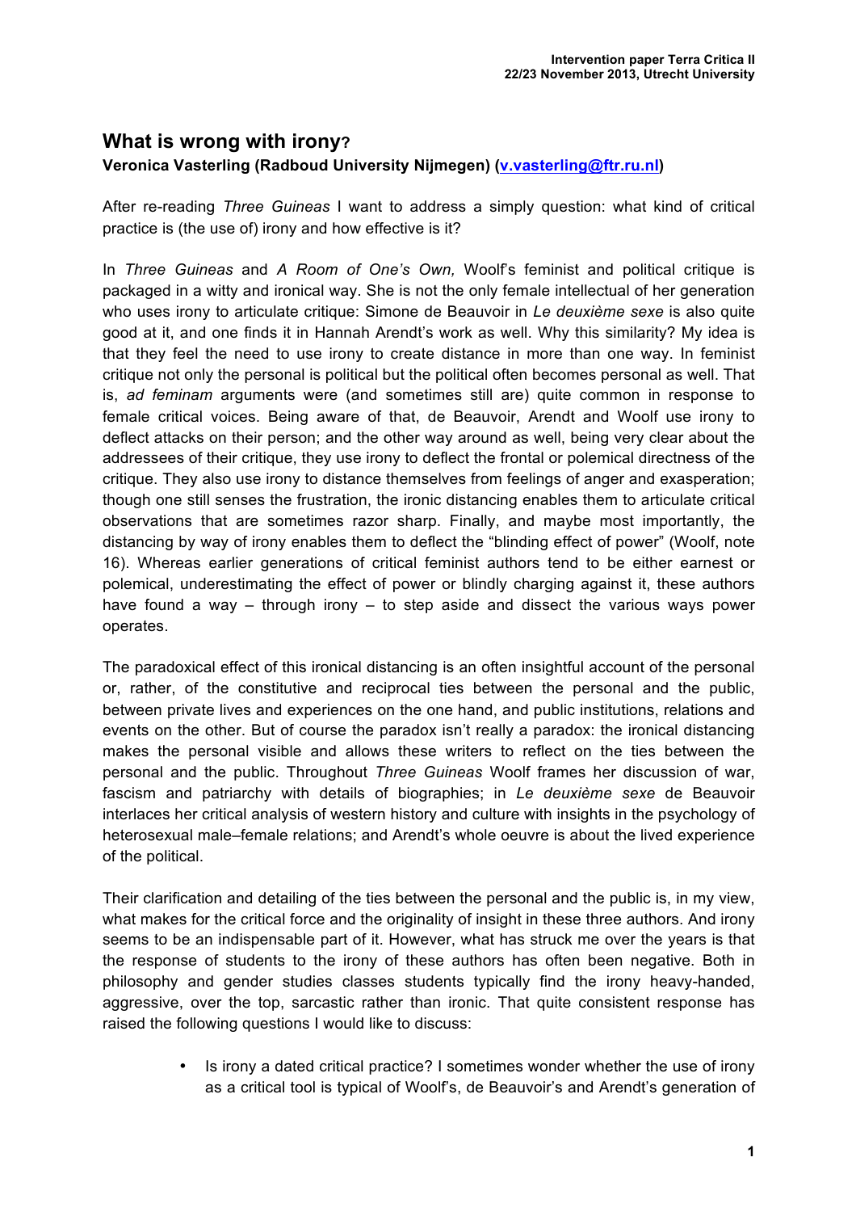# What is wrong with irony?

**Veronica Vasterling (Radboud University Nijmegen) ([v.vasterling@ftr.ru.nl](mailto:v.vasterling@ftr.ru.nl))**

After re-reading *Three Guineas* I want to address a simply question: what kind of critical practice is (the use of) irony and how effective is it?

In *Three Guineas* and *A Room of One's Own,* Woolf's feminist and political critique is packaged in a witty and ironical way. She is not the only female intellectual of her generation who uses irony to articulate critique: Simone de Beauvoir in *Le deuxième sexe* is also quite good at it, and one finds it in Hannah Arendt's work as well. Why this similarity? My idea is that they feel the need to use irony to create distance in more than one way. In feminist critique not only the personal is political but the political often becomes personal as well. That is, *ad feminam* arguments were (and sometimes still are) quite common in response to female critical voices. Being aware of that, de Beauvoir, Arendt and Woolf use irony to deflect attacks on their person; and the other way around as well, being very clear about the addressees of their critique, they use irony to deflect the frontal or polemical directness of the critique. They also use irony to distance themselves from feelings of anger and exasperation; though one still senses the frustration, the ironic distancing enables them to articulate critical observations that are sometimes razor sharp. Finally, and maybe most importantly, the distancing by way of irony enables them to deflect the "blinding effect of power" (Woolf, note 16). Whereas earlier generations of critical feminist authors tend to be either earnest or polemical, underestimating the effect of power or blindly charging against it, these authors have found a way – through irony – to step aside and dissect the various ways power operates.

The paradoxical effect of this ironical distancing is an often insightful account of the personal or, rather, of the constitutive and reciprocal ties between the personal and the public, between private lives and experiences on the one hand, and public institutions, relations and events on the other. But of course the paradox isn't really a paradox: the ironical distancing makes the personal visible and allows these writers to reflect on the ties between the personal and the public. Throughout *Three Guineas* Woolf frames her discussion of war, fascism and patriarchy with details of biographies; in *Le deuxième sexe* de Beauvoir interlaces her critical analysis of western history and culture with insights in the psychology of heterosexual male–female relations; and Arendt's whole oeuvre is about the lived experience of the political.

Their clarification and detailing of the ties between the personal and the public is, in my view, what makes for the critical force and the originality of insight in these three authors. And irony seems to be an indispensable part of it. However, what has struck me over the years is that the response of students to the irony of these authors has often been negative. Both in philosophy and gender studies classes students typically find the irony heavy-handed, aggressive, over the top, sarcastic rather than ironic. That quite consistent response has raised the following questions I would like to discuss:

- Is irony a dated critical practice? I sometimes wonder whether the use of irony as a critical tool is typical of Woolf's, de Beauvoir's and Arendt's generation of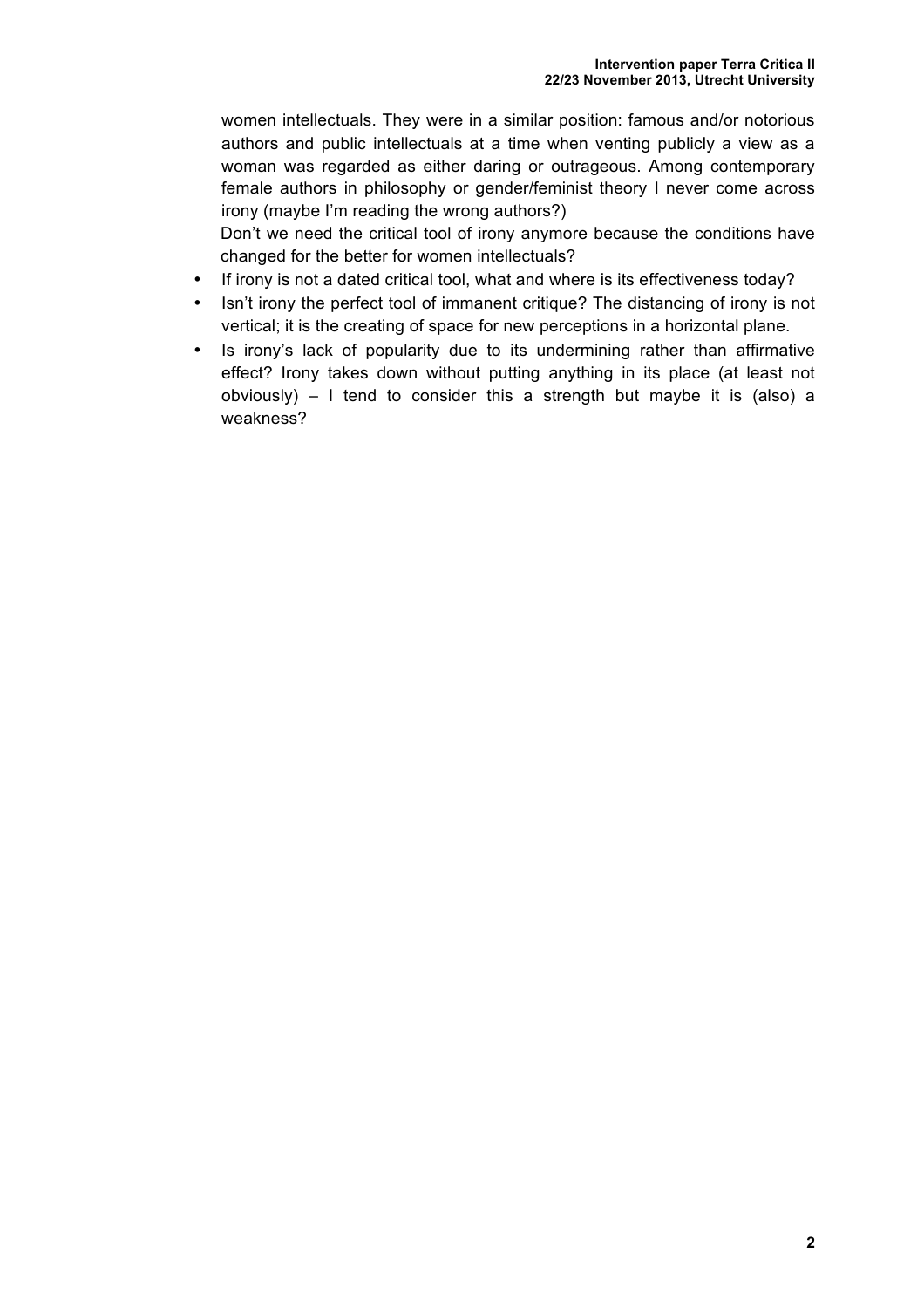women intellectuals. They were in a similar position: famous and/or notorious authors and public intellectuals at a time when venting publicly a view as a woman was regarded as either daring or outrageous. Among contemporary female authors in philosophy or gender/feminist theory I never come across irony (maybe I'm reading the wrong authors?)

Don't we need the critical tool of irony anymore because the conditions have changed for the better for women intellectuals?

- If irony is not a dated critical tool, what and where is its effectiveness today?
- Isn't irony the perfect tool of immanent critique? The distancing of irony is not vertical; it is the creating of space for new perceptions in a horizontal plane.
- Is irony's lack of popularity due to its undermining rather than affirmative effect? Irony takes down without putting anything in its place (at least not obviously) – I tend to consider this a strength but maybe it is (also) a weakness?